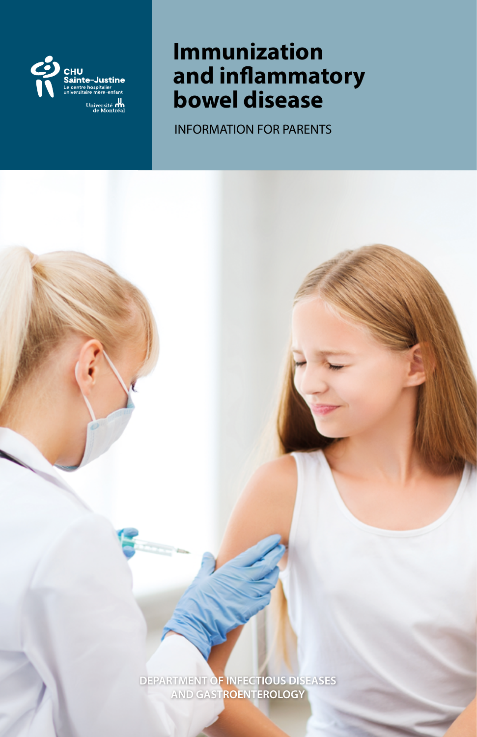CHU Sainte-Justine

Le centre hospitalier universitaire mère-enfant

Université de Montréal

# Immunization and inflammatory bowel disease

INFORMATION FOR PARENTS

DEPARTMENT OF INFECTIOUS DISEASES AND GASTROENTEROLOGY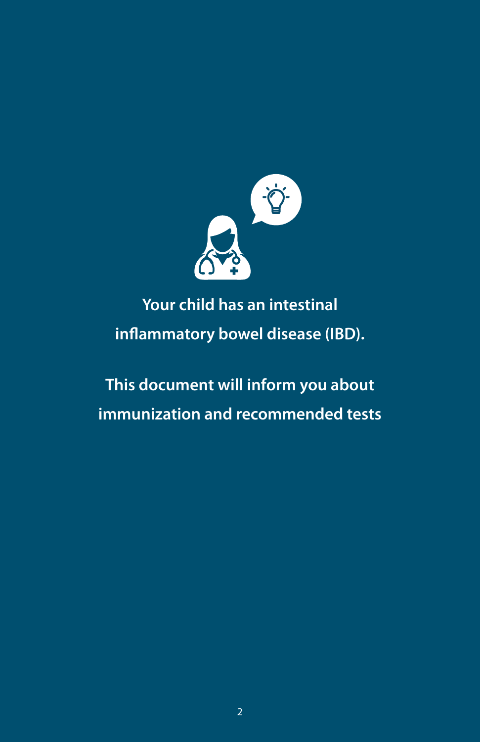**Your child has an intestinal inflammatory bowel disease (IBD).**

**This document will inform you about immunization and recommended tests**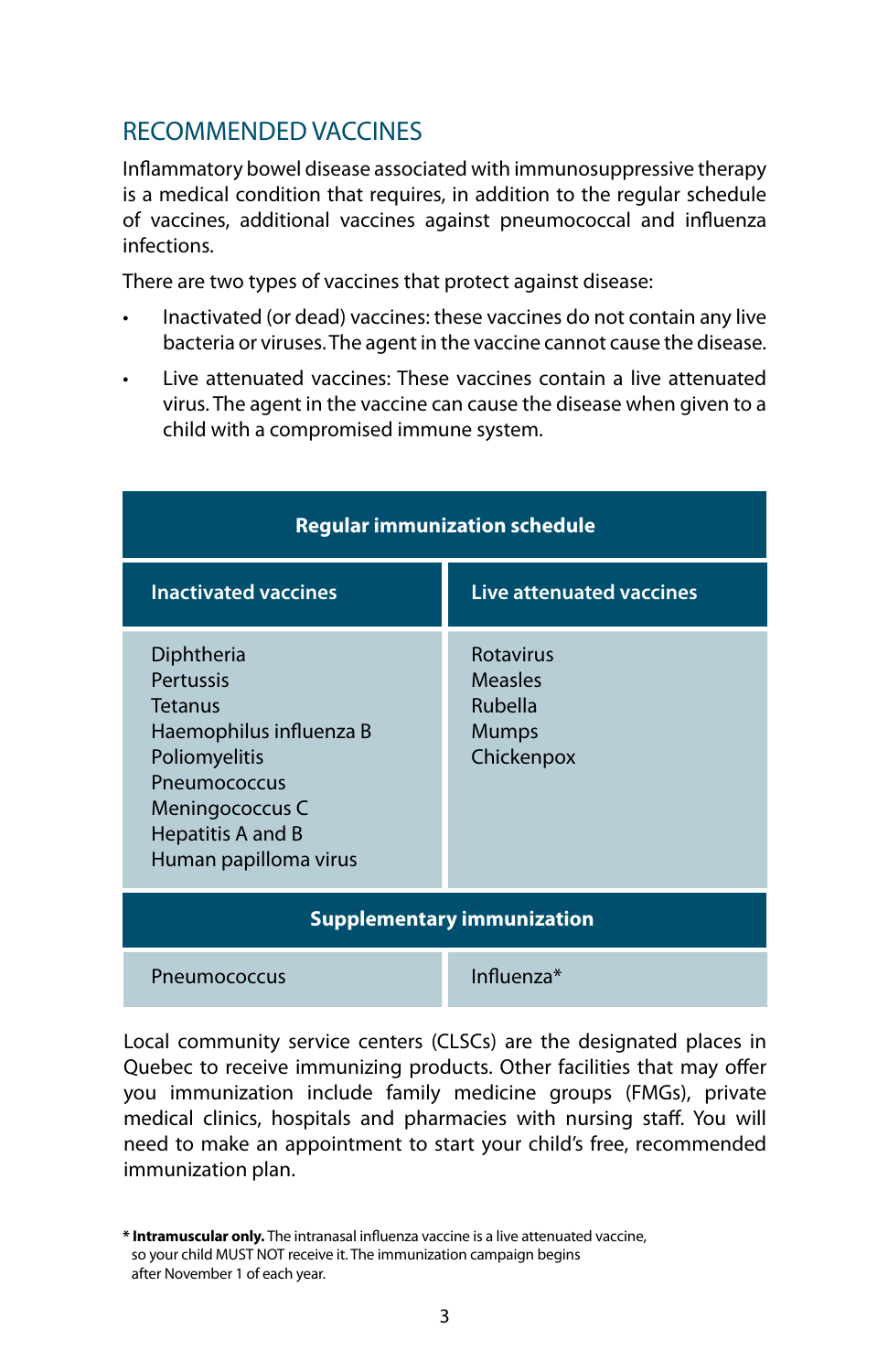## RECOMMENDED VACCINES

Inflammatory bowel disease associated with immunosuppressive therapy is a medical condition that requires, in addition to the regular schedule of vaccines, additional vaccines against pneumococcal and influenza infections.

There are two types of vaccines that protect against disease:

- Inactivated (or dead) vaccines: these vaccines do not contain any live bacteria or viruses. The agent in the vaccine cannot cause the disease.
- Live attenuated vaccines: These vaccines contain a live attenuated virus. The agent in the vaccine can cause the disease when given to a child with a compromised immune system.

| Regular immunization schedule | |
|---|---|
| **Inactivated vaccines** | **Live attenuated vaccines** |
| Diphtheria<br>Pertussis<br>Tetanus<br>Haemophilus influenza B<br>Poliomyelitis<br>Pneumococcus<br>Meningococcus C<br>Hepatitis A and B<br>Human papilloma virus | Rotavirus<br>Measles<br>Rubella<br>Mumps<br>Chickenpox |
| **Supplementary immunization** | |
| Pneumococcus | Influenza* |

Local community service centers (CLSCs) are the designated places in Quebec to receive immunizing products. Other facilities that may offer you immunization include family medicine groups (FMGs), private medical clinics, hospitals and pharmacies with nursing staff. You will need to make an appointment to start your child's free, recommended immunization plan.

* **Intramuscular only.** The intranasal influenza vaccine is a live attenuated vaccine, so your child MUST NOT receive it. The immunization campaign begins after November 1 of each year.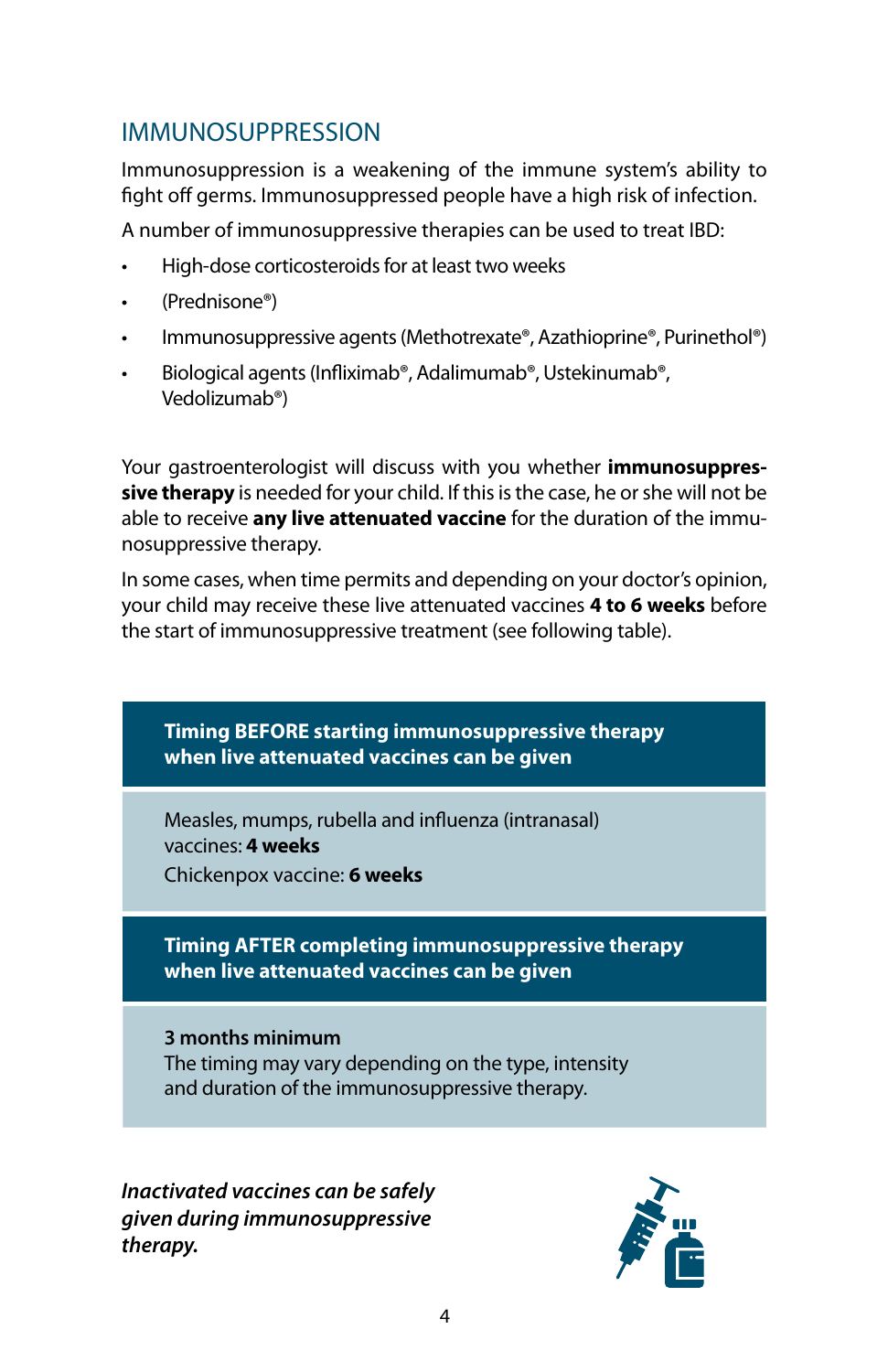## IMMUNOSUPPRESSION

Immunosuppression is a weakening of the immune system's ability to fight off germs. Immunosuppressed people have a high risk of infection.

A number of immunosuppressive therapies can be used to treat IBD:

- High-dose corticosteroids for at least two weeks
- (Prednisone®)
- Immunosuppressive agents (Methotrexate®, Azathioprine®, Purinethol®)
- Biological agents (Infliximab®, Adalimumab®, Ustekinumab®, Vedolizumab®)

Your gastroenterologist will discuss with you whether **immunosuppressive therapy** is needed for your child. If this is the case, he or she will not be able to receive **any live attenuated vaccine** for the duration of the immunosuppressive therapy.

In some cases, when time permits and depending on your doctor's opinion, your child may receive these live attenuated vaccines **4 to 6 weeks** before the start of immunosuppressive treatment (see following table).

| **Timing BEFORE starting immunosuppressive therapy when live attenuated vaccines can be given** |
|---|
| Measles, mumps, rubella and influenza (intranasal) vaccines: **4 weeks**<br>Chickenpox vaccine: **6 weeks** |
| **Timing AFTER completing immunosuppressive therapy when live attenuated vaccines can be given** |
| **3 months minimum**<br>The timing may vary depending on the type, intensity and duration of the immunosuppressive therapy. |

***Inactivated vaccines can be safely given during immunosuppressive therapy.***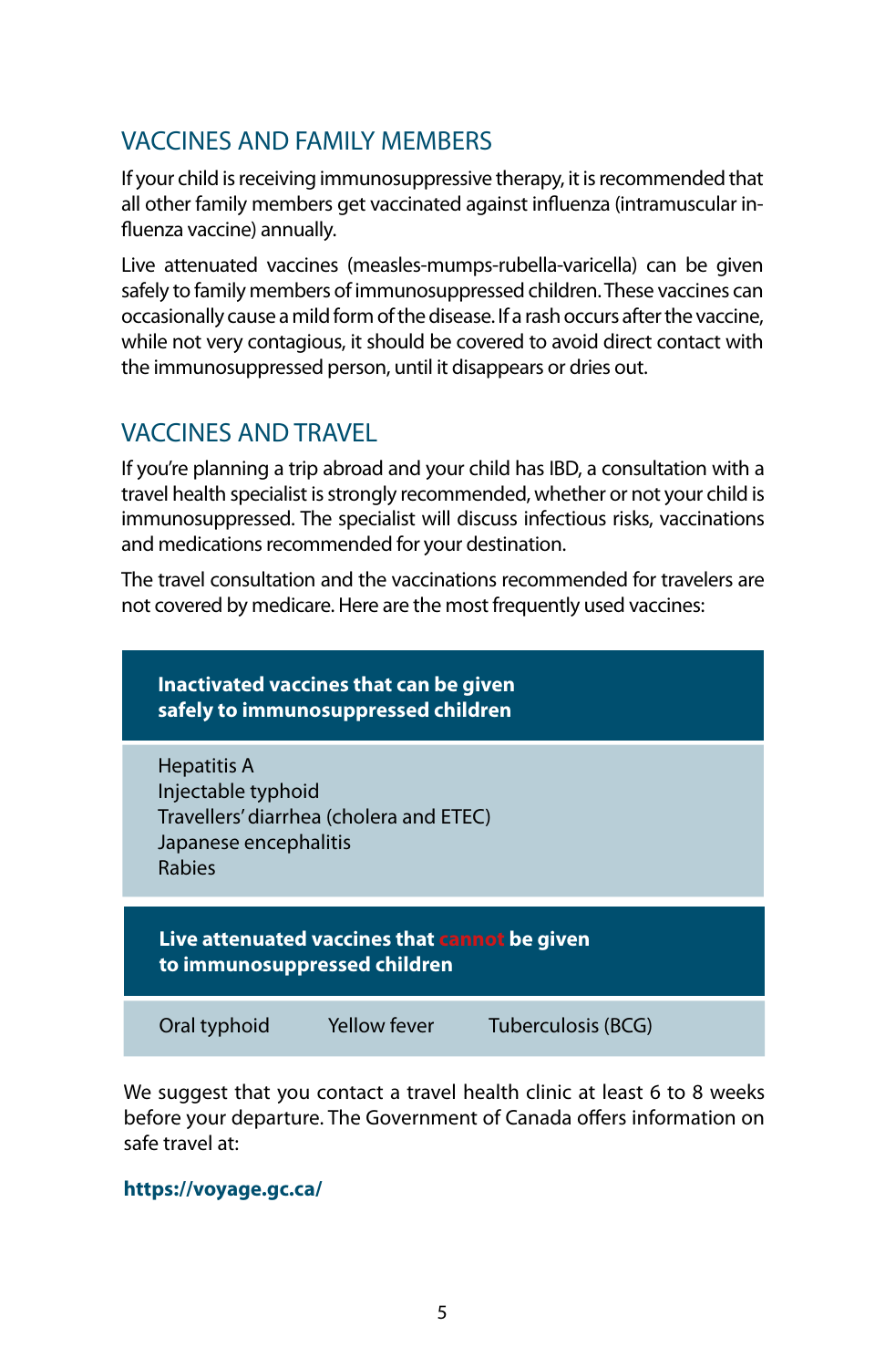## VACCINES AND FAMILY MEMBERS

If your child is receiving immunosuppressive therapy, it is recommended that all other family members get vaccinated against influenza (intramuscular influenza vaccine) annually.

Live attenuated vaccines (measles-mumps-rubella-varicella) can be given safely to family members of immunosuppressed children. These vaccines can occasionally cause a mild form of the disease. If a rash occurs after the vaccine, while not very contagious, it should be covered to avoid direct contact with the immunosuppressed person, until it disappears or dries out.

## VACCINES AND TRAVEL

If you're planning a trip abroad and your child has IBD, a consultation with a travel health specialist is strongly recommended, whether or not your child is immunosuppressed. The specialist will discuss infectious risks, vaccinations and medications recommended for your destination.

The travel consultation and the vaccinations recommended for travelers are not covered by medicare. Here are the most frequently used vaccines:

| **Inactivated vaccines that can be given safely to immunosuppressed children** |
| --- |
| Hepatitis A<br>Injectable typhoid<br>Travellers' diarrhea (cholera and ETEC)<br>Japanese encephalitis<br>Rabies |

| **Live attenuated vaccines that cannot be given to immunosuppressed children** | | |
| --- | --- | --- |
| Oral typhoid | Yellow fever | Tuberculosis (BCG) |

We suggest that you contact a travel health clinic at least 6 to 8 weeks before your departure. The Government of Canada offers information on safe travel at:

**https://voyage.gc.ca/**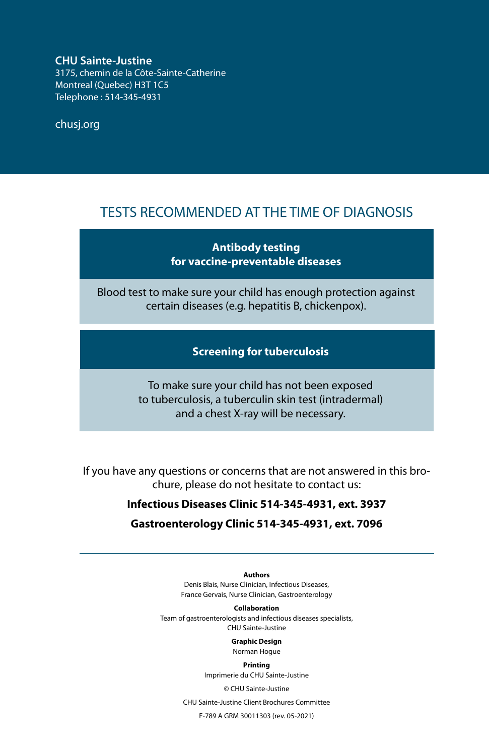**CHU Sainte-Justine**
3175, chemin de la Côte-Sainte-Catherine
Montreal (Quebec) H3T 1C5
Telephone : 514-345-4931

chusj.org

## TESTS RECOMMENDED AT THE TIME OF DIAGNOSIS

### Antibody testing for vaccine-preventable diseases

Blood test to make sure your child has enough protection against certain diseases (e.g. hepatitis B, chickenpox).

### Screening for tuberculosis

To make sure your child has not been exposed to tuberculosis, a tuberculin skin test (intradermal) and a chest X-ray will be necessary.

If you have any questions or concerns that are not answered in this brochure, please do not hesitate to contact us:

**Infectious Diseases Clinic 514-345-4931, ext. 3937**

**Gastroenterology Clinic 514-345-4931, ext. 7096**

---

**Authors**
Denis Blais, Nurse Clinician, Infectious Diseases,
France Gervais, Nurse Clinician, Gastroenterology

**Collaboration**
Team of gastroenterologists and infectious diseases specialists, CHU Sainte-Justine

**Graphic Design**
Norman Hogue

**Printing**
Imprimerie du CHU Sainte-Justine

© CHU Sainte-Justine

CHU Sainte-Justine Client Brochures Committee

F-789 A GRM 30011303 (rev. 05-2021)